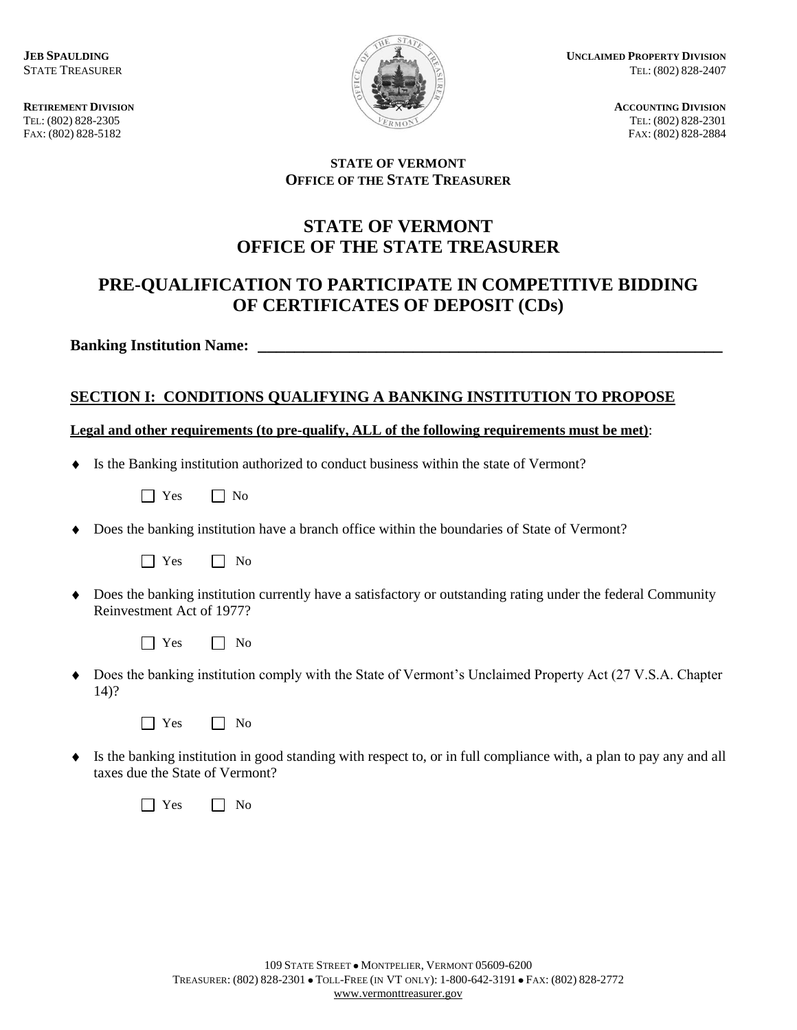**JEB SPAULDING**
STATE TREASURER

**RETIREMENT DIVISION**
TEL: (802) 828-2305
FAX: (802) 828-5182

**UNCLAIMED PROPERTY DIVISION**
TEL: (802) 828-2407

**ACCOUNTING DIVISION**
TEL: (802) 828-2301
FAX: (802) 828-2884

**STATE OF VERMONT**
**OFFICE OF THE STATE TREASURER**

# STATE OF VERMONT
# OFFICE OF THE STATE TREASURER

## PRE-QUALIFICATION TO PARTICIPATE IN COMPETITIVE BIDDING OF CERTIFICATES OF DEPOSIT (CDs)

**Banking Institution Name: \_\_\_\_\_\_\_\_\_\_\_\_\_\_\_\_\_\_\_\_\_\_\_\_\_\_\_\_\_\_\_\_\_\_\_\_\_\_\_\_\_\_\_\_\_\_\_\_\_\_\_\_\_\_\_\_**

### SECTION I: CONDITIONS QUALIFYING A BANKING INSTITUTION TO PROPOSE

**Legal and other requirements (to pre-qualify, ALL of the following requirements must be met)**:

- Is the Banking institution authorized to conduct business within the state of Vermont?

  ☐ Yes ☐ No

- Does the banking institution have a branch office within the boundaries of State of Vermont?

  ☐ Yes ☐ No

- Does the banking institution currently have a satisfactory or outstanding rating under the federal Community Reinvestment Act of 1977?

  ☐ Yes ☐ No

- Does the banking institution comply with the State of Vermont's Unclaimed Property Act (27 V.S.A. Chapter 14)?

  ☐ Yes ☐ No

- Is the banking institution in good standing with respect to, or in full compliance with, a plan to pay any and all taxes due the State of Vermont?

  ☐ Yes ☐ No

109 STATE STREET • MONTPELIER, VERMONT 05609-6200
TREASURER: (802) 828-2301 • TOLL-FREE (IN VT ONLY): 1-800-642-3191 • FAX: (802) 828-2772
www.vermonttreasurer.gov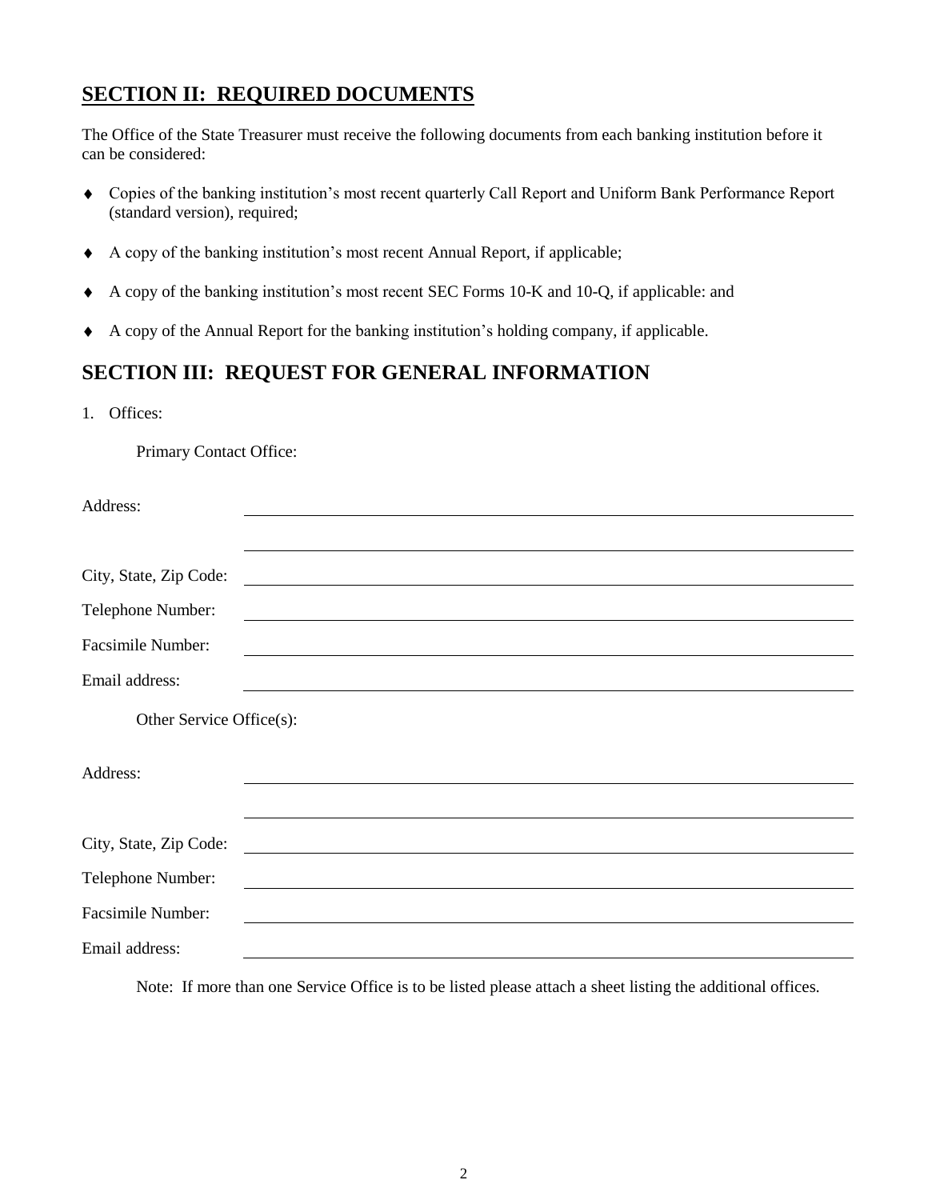## SECTION II: REQUIRED DOCUMENTS

The Office of the State Treasurer must receive the following documents from each banking institution before it can be considered:

- Copies of the banking institution's most recent quarterly Call Report and Uniform Bank Performance Report (standard version), required;
- A copy of the banking institution's most recent Annual Report, if applicable;
- A copy of the banking institution's most recent SEC Forms 10-K and 10-Q, if applicable: and
- A copy of the Annual Report for the banking institution's holding company, if applicable.

## SECTION III: REQUEST FOR GENERAL INFORMATION

1. Offices:

Primary Contact Office:

Address: ____________________________________________

____________________________________________

City, State, Zip Code: ____________________________________________

Telephone Number: ____________________________________________

Facsimile Number: ____________________________________________

Email address: ____________________________________________

Other Service Office(s):

Address: ____________________________________________

____________________________________________

City, State, Zip Code: ____________________________________________

Telephone Number: ____________________________________________

Facsimile Number: ____________________________________________

Email address: ____________________________________________

Note: If more than one Service Office is to be listed please attach a sheet listing the additional offices.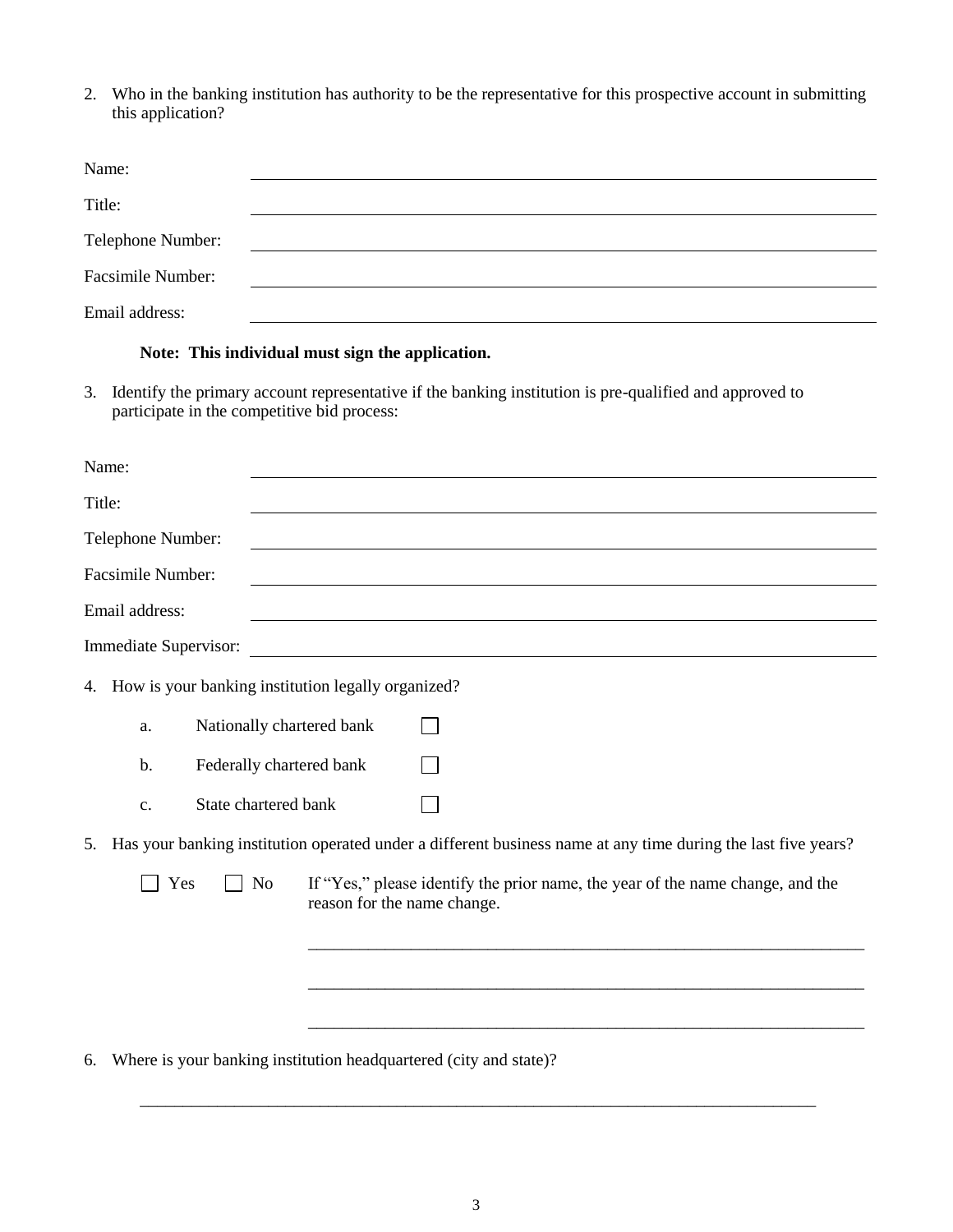2. Who in the banking institution has authority to be the representative for this prospective account in submitting this application?

Name: \_\_\_\_\_\_\_\_\_\_\_\_\_\_\_\_\_\_\_\_\_\_\_\_\_\_\_\_\_\_\_\_\_\_\_\_\_\_\_\_

Title: \_\_\_\_\_\_\_\_\_\_\_\_\_\_\_\_\_\_\_\_\_\_\_\_\_\_\_\_\_\_\_\_\_\_\_\_\_\_\_\_

Telephone Number: \_\_\_\_\_\_\_\_\_\_\_\_\_\_\_\_\_\_\_\_\_\_\_\_\_\_\_\_\_\_\_\_\_\_\_\_\_\_\_\_

Facsimile Number: \_\_\_\_\_\_\_\_\_\_\_\_\_\_\_\_\_\_\_\_\_\_\_\_\_\_\_\_\_\_\_\_\_\_\_\_\_\_\_\_

Email address: \_\_\_\_\_\_\_\_\_\_\_\_\_\_\_\_\_\_\_\_\_\_\_\_\_\_\_\_\_\_\_\_\_\_\_\_\_\_\_\_

**Note: This individual must sign the application.**

3. Identify the primary account representative if the banking institution is pre-qualified and approved to participate in the competitive bid process:

Name: \_\_\_\_\_\_\_\_\_\_\_\_\_\_\_\_\_\_\_\_\_\_\_\_\_\_\_\_\_\_\_\_\_\_\_\_\_\_\_\_

Title: \_\_\_\_\_\_\_\_\_\_\_\_\_\_\_\_\_\_\_\_\_\_\_\_\_\_\_\_\_\_\_\_\_\_\_\_\_\_\_\_

Telephone Number: \_\_\_\_\_\_\_\_\_\_\_\_\_\_\_\_\_\_\_\_\_\_\_\_\_\_\_\_\_\_\_\_\_\_\_\_\_\_\_\_

Facsimile Number: \_\_\_\_\_\_\_\_\_\_\_\_\_\_\_\_\_\_\_\_\_\_\_\_\_\_\_\_\_\_\_\_\_\_\_\_\_\_\_\_

Email address: \_\_\_\_\_\_\_\_\_\_\_\_\_\_\_\_\_\_\_\_\_\_\_\_\_\_\_\_\_\_\_\_\_\_\_\_\_\_\_\_

Immediate Supervisor: \_\_\_\_\_\_\_\_\_\_\_\_\_\_\_\_\_\_\_\_\_\_\_\_\_\_\_\_\_\_\_\_\_\_\_\_\_\_\_\_

4. How is your banking institution legally organized?

   a. Nationally chartered bank ☐

   b. Federally chartered bank ☐

   c. State chartered bank ☐

5. Has your banking institution operated under a different business name at any time during the last five years?

   ☐ Yes ☐ No If "Yes," please identify the prior name, the year of the name change, and the reason for the name change.

   \_\_\_\_\_\_\_\_\_\_\_\_\_\_\_\_\_\_\_\_\_\_\_\_\_\_\_\_\_\_\_\_\_\_\_\_\_\_\_\_

   \_\_\_\_\_\_\_\_\_\_\_\_\_\_\_\_\_\_\_\_\_\_\_\_\_\_\_\_\_\_\_\_\_\_\_\_\_\_\_\_

   \_\_\_\_\_\_\_\_\_\_\_\_\_\_\_\_\_\_\_\_\_\_\_\_\_\_\_\_\_\_\_\_\_\_\_\_\_\_\_\_

6. Where is your banking institution headquartered (city and state)?

   \_\_\_\_\_\_\_\_\_\_\_\_\_\_\_\_\_\_\_\_\_\_\_\_\_\_\_\_\_\_\_\_\_\_\_\_\_\_\_\_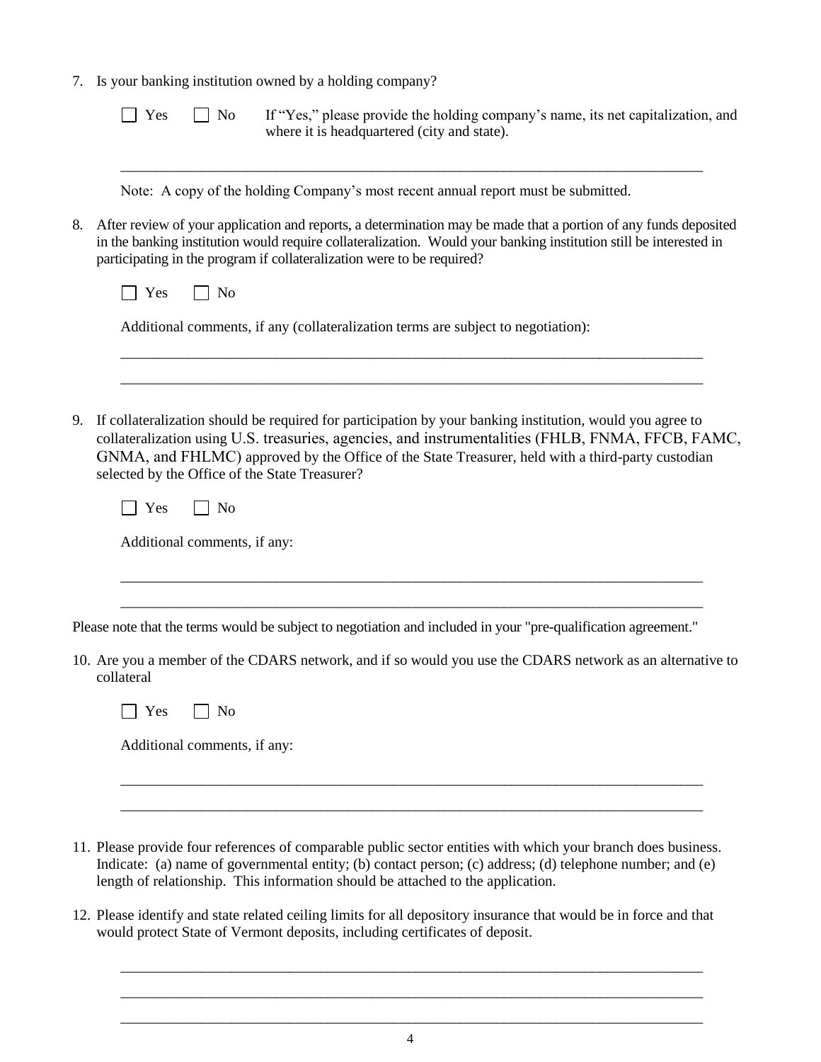7. Is your banking institution owned by a holding company?

   ☐ Yes ☐ No If "Yes," please provide the holding company's name, its net capitalization, and where it is headquartered (city and state).

   ______________________________________________________________________________

   Note: A copy of the holding Company's most recent annual report must be submitted.

8. After review of your application and reports, a determination may be made that a portion of any funds deposited in the banking institution would require collateralization. Would your banking institution still be interested in participating in the program if collateralization were to be required?

   ☐ Yes ☐ No

   Additional comments, if any (collateralization terms are subject to negotiation):

   ______________________________________________________________________________

   ______________________________________________________________________________

9. If collateralization should be required for participation by your banking institution, would you agree to collateralization using U.S. treasuries, agencies, and instrumentalities (FHLB, FNMA, FFCB, FAMC, GNMA, and FHLMC) approved by the Office of the State Treasurer, held with a third-party custodian selected by the Office of the State Treasurer?

   ☐ Yes ☐ No

   Additional comments, if any:

   ______________________________________________________________________________

   ______________________________________________________________________________

Please note that the terms would be subject to negotiation and included in your "pre-qualification agreement."

10. Are you a member of the CDARS network, and if so would you use the CDARS network as an alternative to collateral

    ☐ Yes ☐ No

    Additional comments, if any:

    ______________________________________________________________________________

    ______________________________________________________________________________

11. Please provide four references of comparable public sector entities with which your branch does business. Indicate: (a) name of governmental entity; (b) contact person; (c) address; (d) telephone number; and (e) length of relationship. This information should be attached to the application.

12. Please identify and state related ceiling limits for all depository insurance that would be in force and that would protect State of Vermont deposits, including certificates of deposit.

    ______________________________________________________________________________

    ______________________________________________________________________________

    ______________________________________________________________________________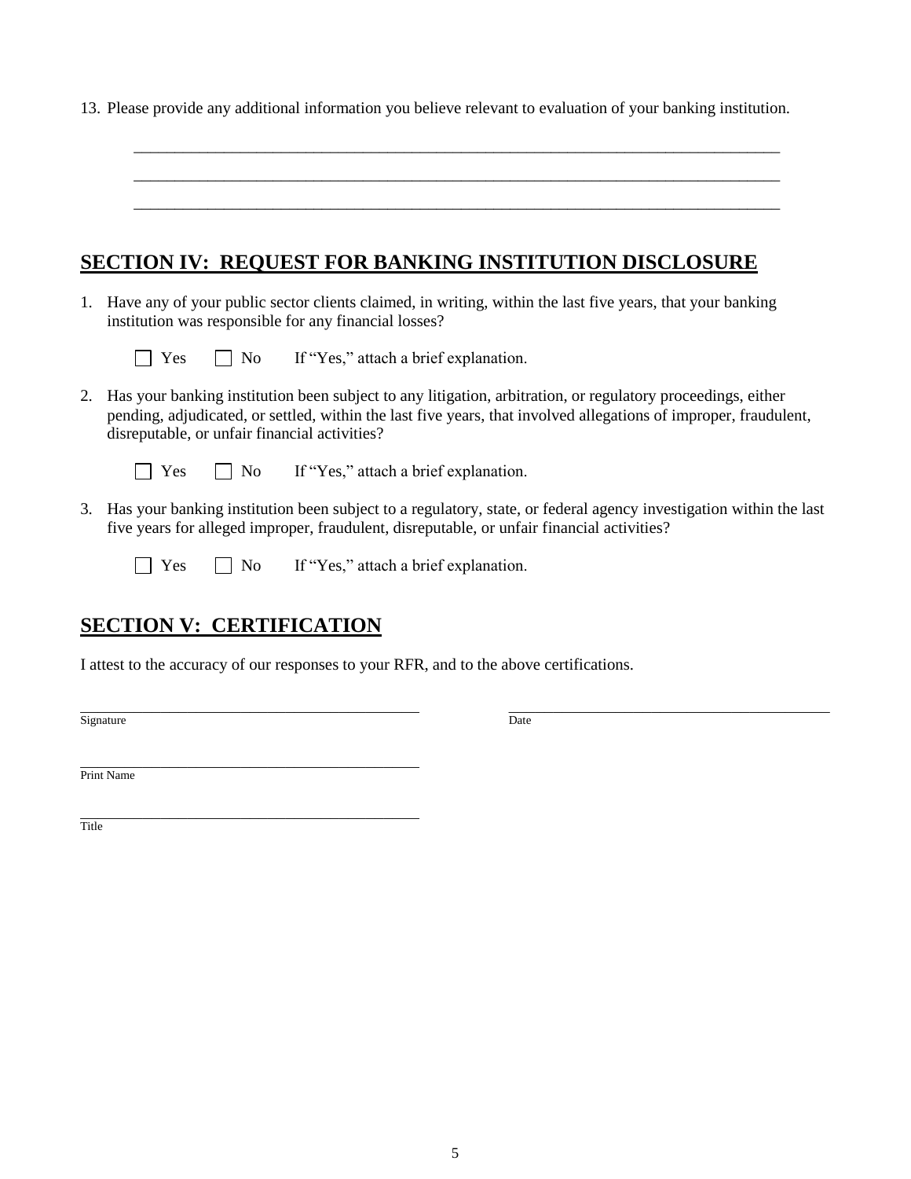13. Please provide any additional information you believe relevant to evaluation of your banking institution.

_______________________________________________________________________________

_______________________________________________________________________________

_______________________________________________________________________________

## SECTION IV: REQUEST FOR BANKING INSTITUTION DISCLOSURE

1. Have any of your public sector clients claimed, in writing, within the last five years, that your banking institution was responsible for any financial losses?

   ☐ Yes ☐ No If "Yes," attach a brief explanation.

2. Has your banking institution been subject to any litigation, arbitration, or regulatory proceedings, either pending, adjudicated, or settled, within the last five years, that involved allegations of improper, fraudulent, disreputable, or unfair financial activities?

   ☐ Yes ☐ No If "Yes," attach a brief explanation.

3. Has your banking institution been subject to a regulatory, state, or federal agency investigation within the last five years for alleged improper, fraudulent, disreputable, or unfair financial activities?

   ☐ Yes ☐ No If "Yes," attach a brief explanation.

## SECTION V: CERTIFICATION

I attest to the accuracy of our responses to your RFR, and to the above certifications.

_____________________________________________ _____________________________________________
Signature Date

_____________________________________________
Print Name

_____________________________________________
Title